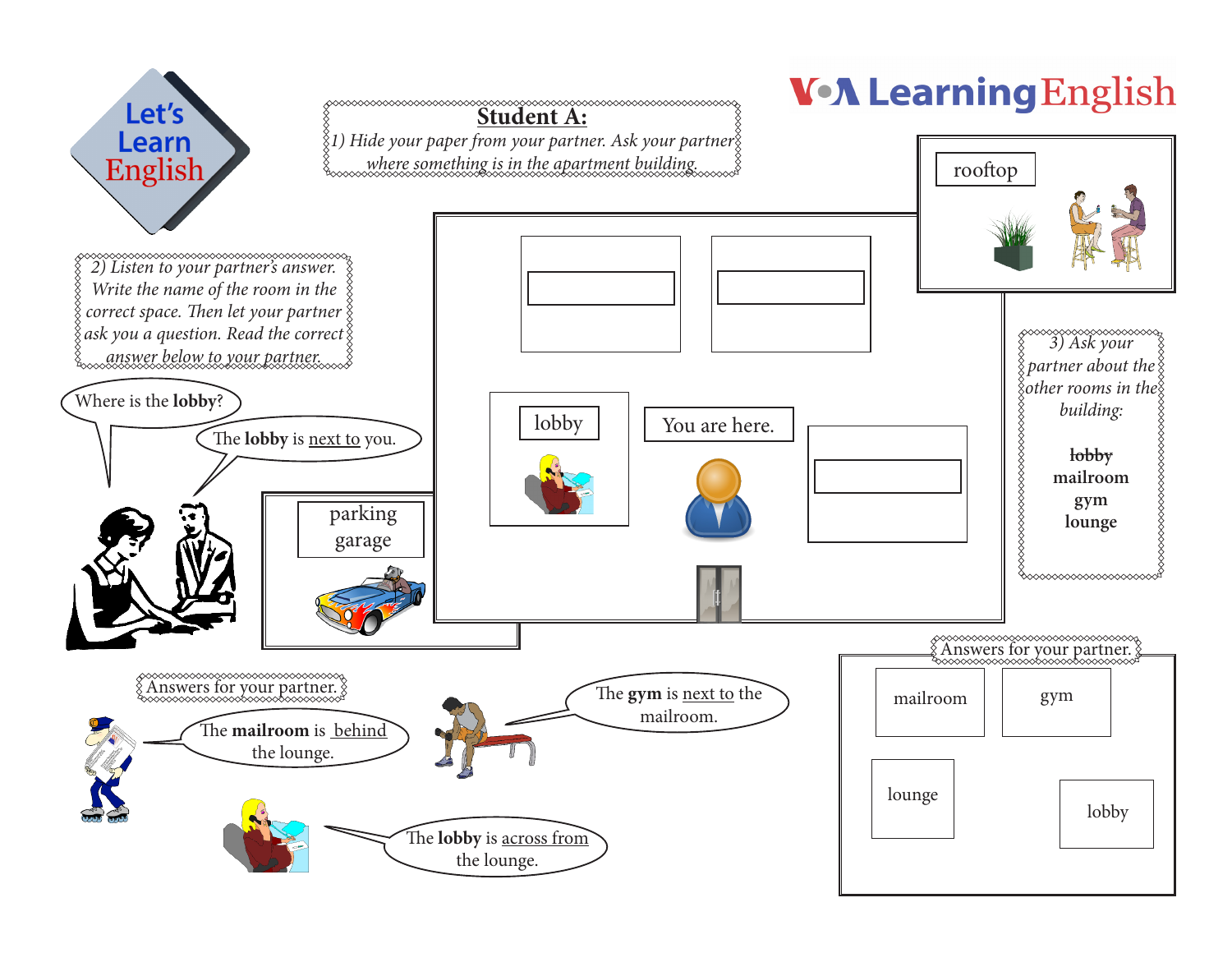Let's Learn English

VOA Learning English

## Student A:

*1) Hide your paper from your partner. Ask your partner where something is in the apartment building.*

*2) Listen to your partner's answer. Write the name of the room in the correct space. Then let your partner ask you a question. Read the correct answer below to your partner.*

Where is the **lobby**?

The **lobby** is next to you.

rooftop

parking garage

lobby

You are here.

*3) Ask your partner about the other rooms in the building:*

~~**lobby**~~
**mailroom**
**gym**
**lounge**

Answers for your partner.

The **mailroom** is behind the lounge.

The **gym** is next to the mailroom.

The **lobby** is across from the lounge.

Answers for your partner.

| mailroom | gym |
|---|---|
| lounge | lobby |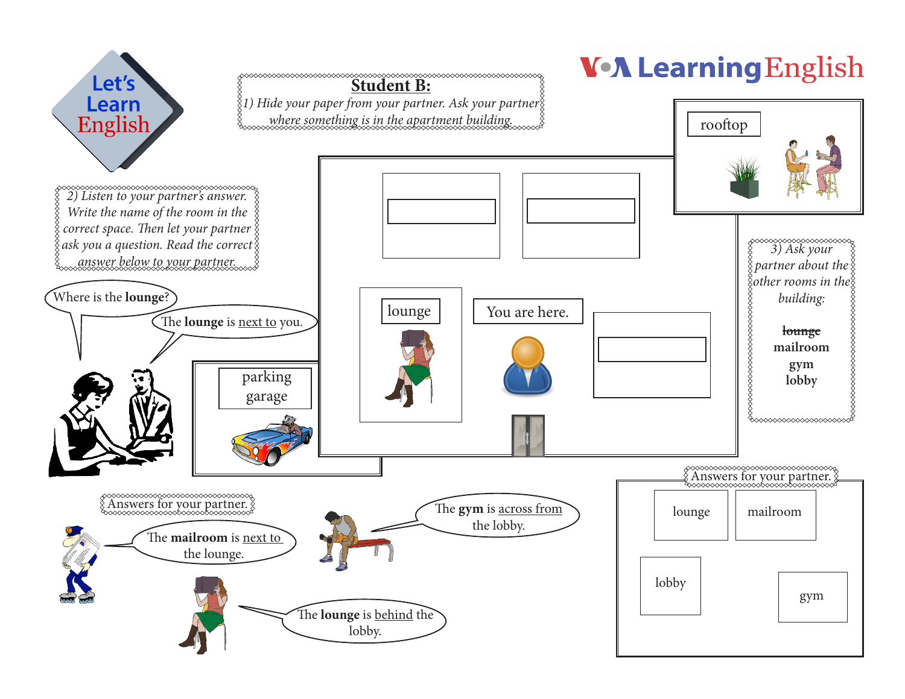Let's Learn English

VOA Learning English

## Student B:

*1) Hide your paper from your partner. Ask your partner where something is in the apartment building.*

*2) Listen to your partner's answer. Write the name of the room in the correct space. Then let your partner ask you a question. Read the correct answer below to your partner.*

Where is the **lounge**?

The **lounge** is next to you.

rooftop

parking garage

lounge

You are here.

*3) Ask your partner about the other rooms in the building:*

~~**lounge**~~
**mailroom**
**gym**
**lobby**

Answers for your partner.

The **mailroom** is next to the lounge.

The **gym** is across from the lobby.

The **lounge** is behind the lobby.

Answers for your partner.

lounge

mailroom

lobby

gym